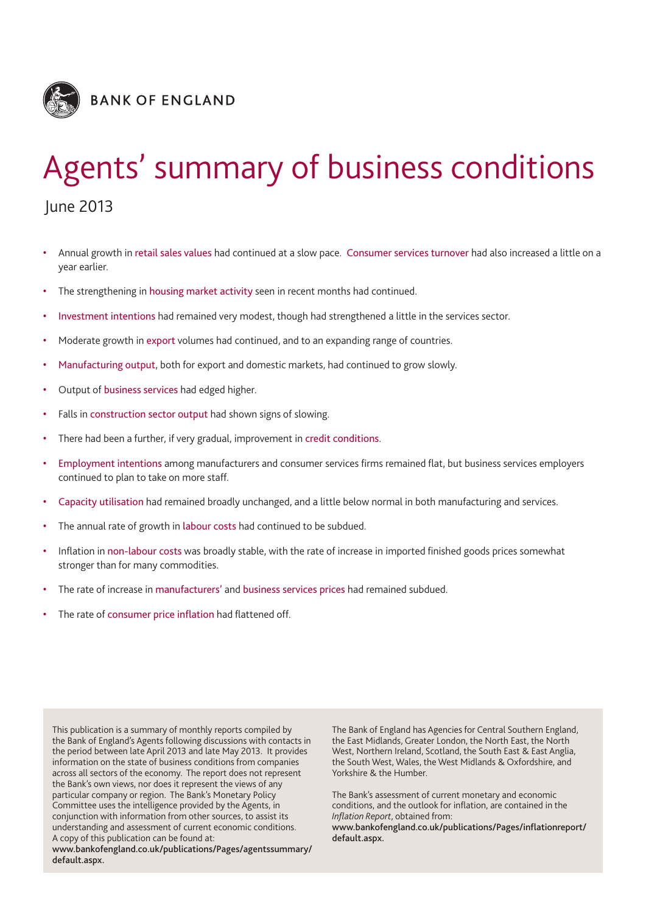BANK OF ENGLAND

# Agents' summary of business conditions

June 2013

- Annual growth in retail sales values had continued at a slow pace. Consumer services turnover had also increased a little on a year earlier.
- The strengthening in housing market activity seen in recent months had continued.
- Investment intentions had remained very modest, though had strengthened a little in the services sector.
- Moderate growth in export volumes had continued, and to an expanding range of countries.
- Manufacturing output, both for export and domestic markets, had continued to grow slowly.
- Output of business services had edged higher.
- Falls in construction sector output had shown signs of slowing.
- There had been a further, if very gradual, improvement in credit conditions.
- Employment intentions among manufacturers and consumer services firms remained flat, but business services employers continued to plan to take on more staff.
- Capacity utilisation had remained broadly unchanged, and a little below normal in both manufacturing and services.
- The annual rate of growth in labour costs had continued to be subdued.
- Inflation in non-labour costs was broadly stable, with the rate of increase in imported finished goods prices somewhat stronger than for many commodities.
- The rate of increase in manufacturers' and business services prices had remained subdued.
- The rate of consumer price inflation had flattened off.

This publication is a summary of monthly reports compiled by the Bank of England's Agents following discussions with contacts in the period between late April 2013 and late May 2013. It provides information on the state of business conditions from companies across all sectors of the economy. The report does not represent the Bank's own views, nor does it represent the views of any particular company or region. The Bank's Monetary Policy Committee uses the intelligence provided by the Agents, in conjunction with information from other sources, to assist its understanding and assessment of current economic conditions. A copy of this publication can be found at:
**www.bankofengland.co.uk/publications/Pages/agentssummary/default.aspx.**

The Bank of England has Agencies for Central Southern England, the East Midlands, Greater London, the North East, the North West, Northern Ireland, Scotland, the South East & East Anglia, the South West, Wales, the West Midlands & Oxfordshire, and Yorkshire & the Humber.

The Bank's assessment of current monetary and economic conditions, and the outlook for inflation, are contained in the *Inflation Report*, obtained from:
**www.bankofengland.co.uk/publications/Pages/inflationreport/default.aspx.**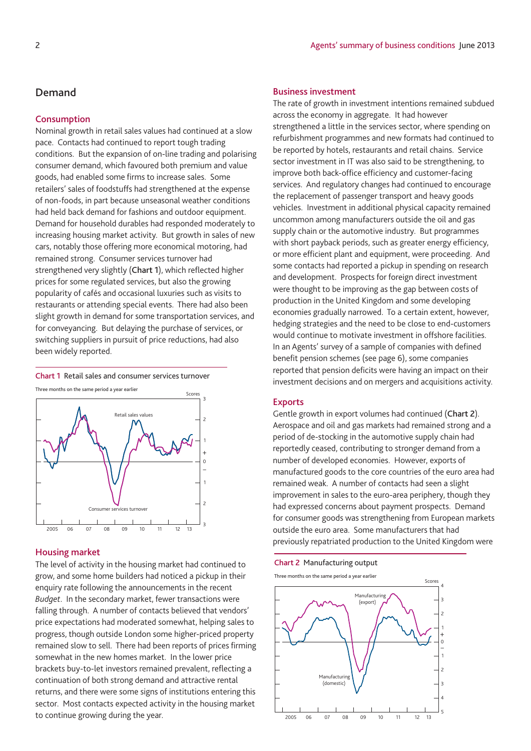## Demand

### Consumption

Nominal growth in retail sales values had continued at a slow pace. Contacts had continued to report tough trading conditions. But the expansion of on-line trading and polarising consumer demand, which favoured both premium and value goods, had enabled some firms to increase sales. Some retailers' sales of foodstuffs had strengthened at the expense of non-foods, in part because unseasonal weather conditions had held back demand for fashions and outdoor equipment. Demand for household durables had responded moderately to increasing housing market activity. But growth in sales of new cars, notably those offering more economical motoring, had remained strong. Consumer services turnover had strengthened very slightly (**Chart 1**), which reflected higher prices for some regulated services, but also the growing popularity of cafés and occasional luxuries such as visits to restaurants or attending special events. There had also been slight growth in demand for some transportation services, and for conveyancing. But delaying the purchase of services, or switching suppliers in pursuit of price reductions, had also been widely reported.

**Chart 1** Retail sales and consumer services turnover

Three months on the same period a year earlier

### Housing market

The level of activity in the housing market had continued to grow, and some home builders had noticed a pickup in their enquiry rate following the announcements in the recent *Budget*. In the secondary market, fewer transactions were falling through. A number of contacts believed that vendors' price expectations had moderated somewhat, helping sales to progress, though outside London some higher-priced property remained slow to sell. There had been reports of prices firming somewhat in the new homes market. In the lower price brackets buy-to-let investors remained prevalent, reflecting a continuation of both strong demand and attractive rental returns, and there were some signs of institutions entering this sector. Most contacts expected activity in the housing market to continue growing during the year.

### Business investment

The rate of growth in investment intentions remained subdued across the economy in aggregate. It had however strengthened a little in the services sector, where spending on refurbishment programmes and new formats had continued to be reported by hotels, restaurants and retail chains. Service sector investment in IT was also said to be strengthening, to improve both back-office efficiency and customer-facing services. And regulatory changes had continued to encourage the replacement of passenger transport and heavy goods vehicles. Investment in additional physical capacity remained uncommon among manufacturers outside the oil and gas supply chain or the automotive industry. But programmes with short payback periods, such as greater energy efficiency, or more efficient plant and equipment, were proceeding. And some contacts had reported a pickup in spending on research and development. Prospects for foreign direct investment were thought to be improving as the gap between costs of production in the United Kingdom and some developing economies gradually narrowed. To a certain extent, however, hedging strategies and the need to be close to end-customers would continue to motivate investment in offshore facilities. In an Agents' survey of a sample of companies with defined benefit pension schemes (see page 6), some companies reported that pension deficits were having an impact on their investment decisions and on mergers and acquisitions activity.

### Exports

Gentle growth in export volumes had continued (**Chart 2**). Aerospace and oil and gas markets had remained strong and a period of de-stocking in the automotive supply chain had reportedly ceased, contributing to stronger demand from a number of developed economies. However, exports of manufactured goods to the core countries of the euro area had remained weak. A number of contacts had seen a slight improvement in sales to the euro-area periphery, though they had expressed concerns about payment prospects. Demand for consumer goods was strengthening from European markets outside the euro area. Some manufacturers that had previously repatriated production to the United Kingdom were

**Chart 2** Manufacturing output

Three months on the same period a year earlier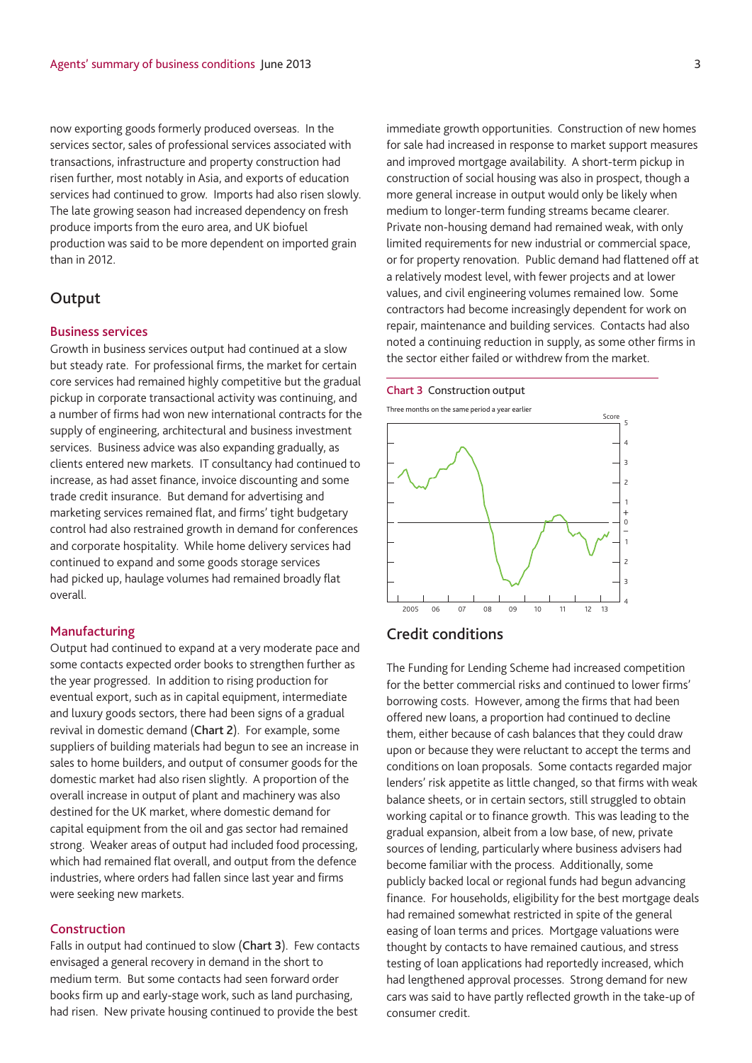now exporting goods formerly produced overseas. In the services sector, sales of professional services associated with transactions, infrastructure and property construction had risen further, most notably in Asia, and exports of education services had continued to grow. Imports had also risen slowly. The late growing season had increased dependency on fresh produce imports from the euro area, and UK biofuel production was said to be more dependent on imported grain than in 2012.

## Output

### Business services

Growth in business services output had continued at a slow but steady rate. For professional firms, the market for certain core services had remained highly competitive but the gradual pickup in corporate transactional activity was continuing, and a number of firms had won new international contracts for the supply of engineering, architectural and business investment services. Business advice was also expanding gradually, as clients entered new markets. IT consultancy had continued to increase, as had asset finance, invoice discounting and some trade credit insurance. But demand for advertising and marketing services remained flat, and firms' tight budgetary control had also restrained growth in demand for conferences and corporate hospitality. While home delivery services had continued to expand and some goods storage services had picked up, haulage volumes had remained broadly flat overall.

### Manufacturing

Output had continued to expand at a very moderate pace and some contacts expected order books to strengthen further as the year progressed. In addition to rising production for eventual export, such as in capital equipment, intermediate and luxury goods sectors, there had been signs of a gradual revival in domestic demand (**Chart 2**). For example, some suppliers of building materials had begun to see an increase in sales to home builders, and output of consumer goods for the domestic market had also risen slightly. A proportion of the overall increase in output of plant and machinery was also destined for the UK market, where domestic demand for capital equipment from the oil and gas sector had remained strong. Weaker areas of output had included food processing, which had remained flat overall, and output from the defence industries, where orders had fallen since last year and firms were seeking new markets.

### Construction

Falls in output had continued to slow (**Chart 3**). Few contacts envisaged a general recovery in demand in the short to medium term. But some contacts had seen forward order books firm up and early-stage work, such as land purchasing, had risen. New private housing continued to provide the best immediate growth opportunities. Construction of new homes for sale had increased in response to market support measures and improved mortgage availability. A short-term pickup in construction of social housing was also in prospect, though a more general increase in output would only be likely when medium to longer-term funding streams became clearer. Private non-housing demand had remained weak, with only limited requirements for new industrial or commercial space, or for property renovation. Public demand had flattened off at a relatively modest level, with fewer projects and at lower values, and civil engineering volumes remained low. Some contractors had become increasingly dependent for work on repair, maintenance and building services. Contacts had also noted a continuing reduction in supply, as some other firms in the sector either failed or withdrew from the market.

**Chart 3** Construction output

Three months on the same period a year earlier

## Credit conditions

The Funding for Lending Scheme had increased competition for the better commercial risks and continued to lower firms' borrowing costs. However, among the firms that had been offered new loans, a proportion had continued to decline them, either because of cash balances that they could draw upon or because they were reluctant to accept the terms and conditions on loan proposals. Some contacts regarded major lenders' risk appetite as little changed, so that firms with weak balance sheets, or in certain sectors, still struggled to obtain working capital or to finance growth. This was leading to the gradual expansion, albeit from a low base, of new, private sources of lending, particularly where business advisers had become familiar with the process. Additionally, some publicly backed local or regional funds had begun advancing finance. For households, eligibility for the best mortgage deals had remained somewhat restricted in spite of the general easing of loan terms and prices. Mortgage valuations were thought by contacts to have remained cautious, and stress testing of loan applications had reportedly increased, which had lengthened approval processes. Strong demand for new cars was said to have partly reflected growth in the take-up of consumer credit.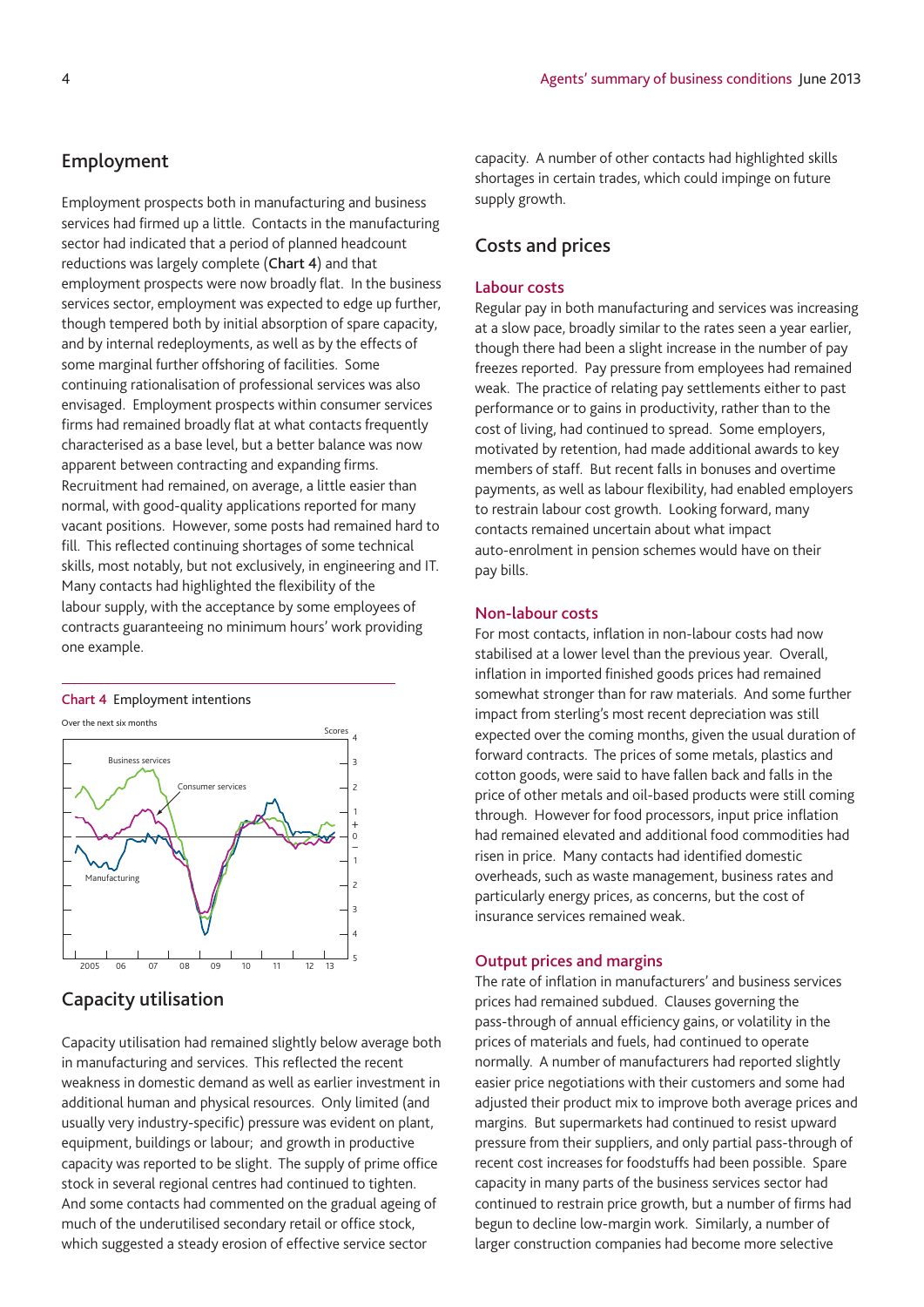## Employment

Employment prospects both in manufacturing and business services had firmed up a little. Contacts in the manufacturing sector had indicated that a period of planned headcount reductions was largely complete (**Chart 4**) and that employment prospects were now broadly flat. In the business services sector, employment was expected to edge up further, though tempered both by initial absorption of spare capacity, and by internal redeployments, as well as by the effects of some marginal further offshoring of facilities. Some continuing rationalisation of professional services was also envisaged. Employment prospects within consumer services firms had remained broadly flat at what contacts frequently characterised as a base level, but a better balance was now apparent between contracting and expanding firms. Recruitment had remained, on average, a little easier than normal, with good-quality applications reported for many vacant positions. However, some posts had remained hard to fill. This reflected continuing shortages of some technical skills, most notably, but not exclusively, in engineering and IT. Many contacts had highlighted the flexibility of the labour supply, with the acceptance by some employees of contracts guaranteeing no minimum hours' work providing one example.

**Chart 4** Employment intentions

## Capacity utilisation

Capacity utilisation had remained slightly below average both in manufacturing and services. This reflected the recent weakness in domestic demand as well as earlier investment in additional human and physical resources. Only limited (and usually very industry-specific) pressure was evident on plant, equipment, buildings or labour; and growth in productive capacity was reported to be slight. The supply of prime office stock in several regional centres had continued to tighten. And some contacts had commented on the gradual ageing of much of the underutilised secondary retail or office stock, which suggested a steady erosion of effective service sector capacity. A number of other contacts had highlighted skills shortages in certain trades, which could impinge on future supply growth.

## Costs and prices

### Labour costs

Regular pay in both manufacturing and services was increasing at a slow pace, broadly similar to the rates seen a year earlier, though there had been a slight increase in the number of pay freezes reported. Pay pressure from employees had remained weak. The practice of relating pay settlements either to past performance or to gains in productivity, rather than to the cost of living, had continued to spread. Some employers, motivated by retention, had made additional awards to key members of staff. But recent falls in bonuses and overtime payments, as well as labour flexibility, had enabled employers to restrain labour cost growth. Looking forward, many contacts remained uncertain about what impact auto-enrolment in pension schemes would have on their pay bills.

### Non-labour costs

For most contacts, inflation in non-labour costs had now stabilised at a lower level than the previous year. Overall, inflation in imported finished goods prices had remained somewhat stronger than for raw materials. And some further impact from sterling's most recent depreciation was still expected over the coming months, given the usual duration of forward contracts. The prices of some metals, plastics and cotton goods, were said to have fallen back and falls in the price of other metals and oil-based products were still coming through. However for food processors, input price inflation had remained elevated and additional food commodities had risen in price. Many contacts had identified domestic overheads, such as waste management, business rates and particularly energy prices, as concerns, but the cost of insurance services remained weak.

### Output prices and margins

The rate of inflation in manufacturers' and business services prices had remained subdued. Clauses governing the pass-through of annual efficiency gains, or volatility in the prices of materials and fuels, had continued to operate normally. A number of manufacturers had reported slightly easier price negotiations with their customers and some had adjusted their product mix to improve both average prices and margins. But supermarkets had continued to resist upward pressure from their suppliers, and only partial pass-through of recent cost increases for foodstuffs had been possible. Spare capacity in many parts of the business services sector had continued to restrain price growth, but a number of firms had begun to decline low-margin work. Similarly, a number of larger construction companies had become more selective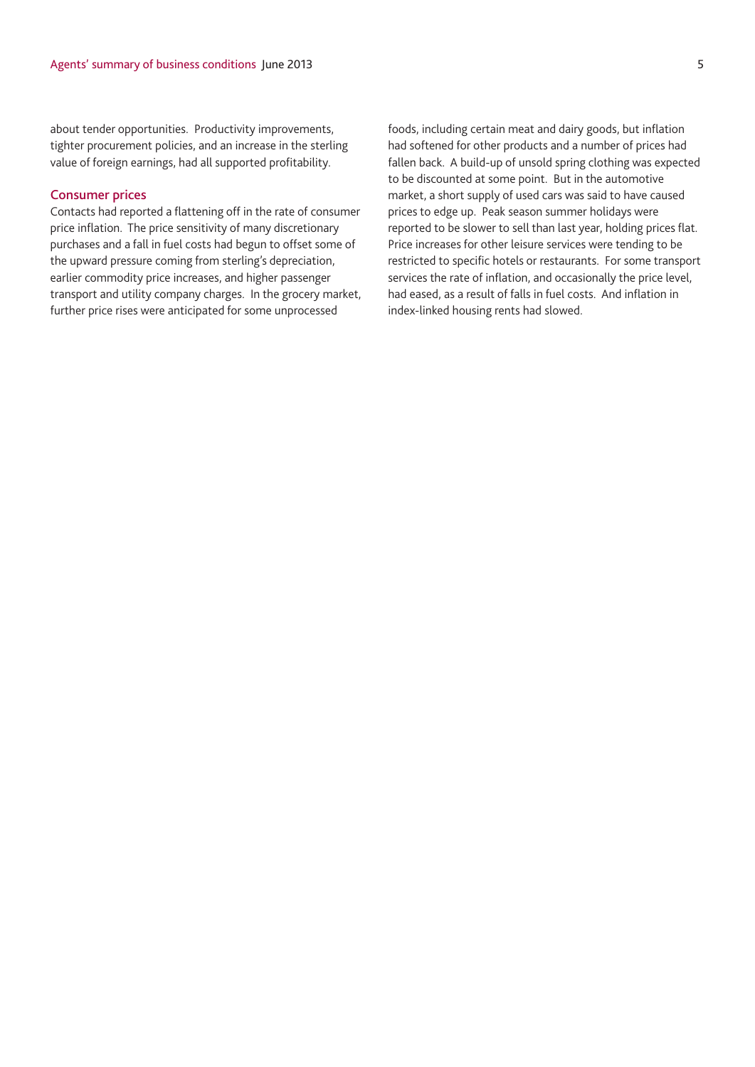about tender opportunities. Productivity improvements, tighter procurement policies, and an increase in the sterling value of foreign earnings, had all supported profitability.

## Consumer prices

Contacts had reported a flattening off in the rate of consumer price inflation. The price sensitivity of many discretionary purchases and a fall in fuel costs had begun to offset some of the upward pressure coming from sterling's depreciation, earlier commodity price increases, and higher passenger transport and utility company charges. In the grocery market, further price rises were anticipated for some unprocessed foods, including certain meat and dairy goods, but inflation had softened for other products and a number of prices had fallen back. A build-up of unsold spring clothing was expected to be discounted at some point. But in the automotive market, a short supply of used cars was said to have caused prices to edge up. Peak season summer holidays were reported to be slower to sell than last year, holding prices flat. Price increases for other leisure services were tending to be restricted to specific hotels or restaurants. For some transport services the rate of inflation, and occasionally the price level, had eased, as a result of falls in fuel costs. And inflation in index-linked housing rents had slowed.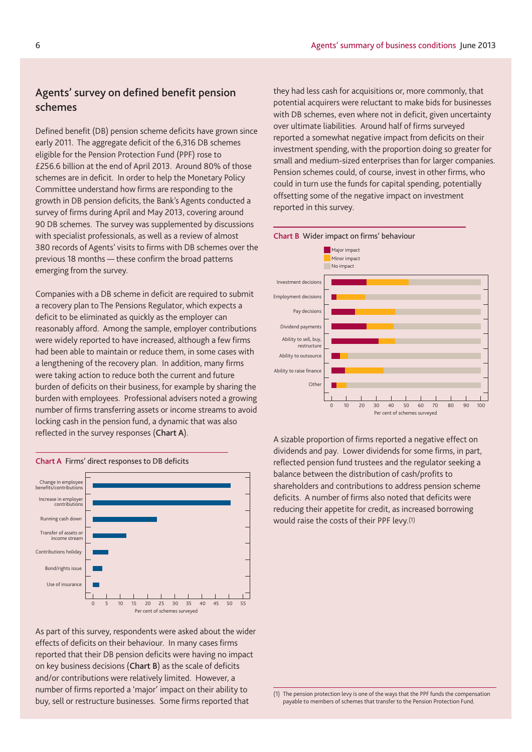## Agents' survey on defined benefit pension schemes

Defined benefit (DB) pension scheme deficits have grown since early 2011. The aggregate deficit of the 6,316 DB schemes eligible for the Pension Protection Fund (PPF) rose to £256.6 billion at the end of April 2013. Around 80% of those schemes are in deficit. In order to help the Monetary Policy Committee understand how firms are responding to the growth in DB pension deficits, the Bank's Agents conducted a survey of firms during April and May 2013, covering around 90 DB schemes. The survey was supplemented by discussions with specialist professionals, as well as a review of almost 380 records of Agents' visits to firms with DB schemes over the previous 18 months — these confirm the broad patterns emerging from the survey.

Companies with a DB scheme in deficit are required to submit a recovery plan to The Pensions Regulator, which expects a deficit to be eliminated as quickly as the employer can reasonably afford. Among the sample, employer contributions were widely reported to have increased, although a few firms had been able to maintain or reduce them, in some cases with a lengthening of the recovery plan. In addition, many firms were taking action to reduce both the current and future burden of deficits on their business, for example by sharing the burden with employees. Professional advisers noted a growing number of firms transferring assets or income streams to avoid locking cash in the pension fund, a dynamic that was also reflected in the survey responses (**Chart A**).

**Chart A** Firms' direct responses to DB deficits

Change in employee benefits/contributions
Increase in employer contributions
Running cash down
Transfer of assets or income stream
Contributions holiday
Bond/rights issue
Use of insurance

0 5 10 15 20 25 30 35 40 45 50 55
Per cent of schemes surveyed

As part of this survey, respondents were asked about the wider effects of deficits on their behaviour. In many cases firms reported that their DB pension deficits were having no impact on key business decisions (**Chart B**) as the scale of deficits and/or contributions were relatively limited. However, a number of firms reported a 'major' impact on their ability to buy, sell or restructure businesses. Some firms reported that they had less cash for acquisitions or, more commonly, that potential acquirers were reluctant to make bids for businesses with DB schemes, even where not in deficit, given uncertainty over ultimate liabilities. Around half of firms surveyed reported a somewhat negative impact from deficits on their investment spending, with the proportion doing so greater for small and medium-sized enterprises than for larger companies. Pension schemes could, of course, invest in other firms, who could in turn use the funds for capital spending, potentially offsetting some of the negative impact on investment reported in this survey.

**Chart B** Wider impact on firms' behaviour

Major impact
Minor impact
No impact

Investment decisions
Employment decisions
Pay decisions
Dividend payments
Ability to sell, buy, restructure
Ability to outsource
Ability to raise finance
Other

0 10 20 30 40 50 60 70 80 90 100
Per cent of schemes surveyed

A sizable proportion of firms reported a negative effect on dividends and pay. Lower dividends for some firms, in part, reflected pension fund trustees and the regulator seeking a balance between the distribution of cash/profits to shareholders and contributions to address pension scheme deficits. A number of firms also noted that deficits were reducing their appetite for credit, as increased borrowing would raise the costs of their PPF levy.[1]

(1) The pension protection levy is one of the ways that the PPF funds the compensation payable to members of schemes that transfer to the Pension Protection Fund.